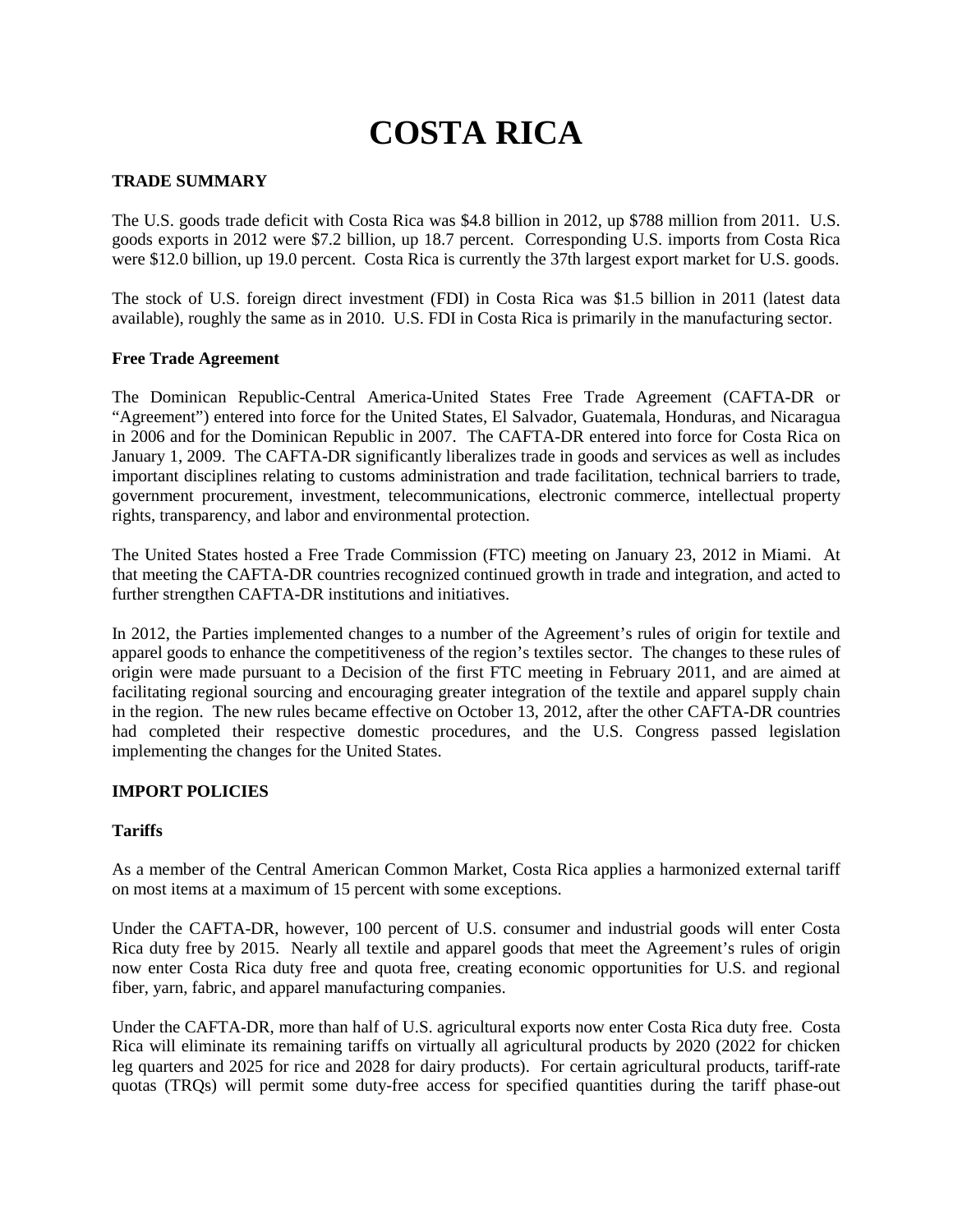# COSTA RICA

## TRADE SUMMARY

The U.S. goods trade deficit with Costa Rica was $4.8 billion in 2012, up $788 million from 2011. U.S. goods exports in 2012 were $7.2 billion, up 18.7 percent. Corresponding U.S. imports from Costa Rica were $12.0 billion, up 19.0 percent. Costa Rica is currently the 37th largest export market for U.S. goods.

The stock of U.S. foreign direct investment (FDI) in Costa Rica was $1.5 billion in 2011 (latest data available), roughly the same as in 2010. U.S. FDI in Costa Rica is primarily in the manufacturing sector.

### Free Trade Agreement

The Dominican Republic-Central America-United States Free Trade Agreement (CAFTA-DR or "Agreement") entered into force for the United States, El Salvador, Guatemala, Honduras, and Nicaragua in 2006 and for the Dominican Republic in 2007. The CAFTA-DR entered into force for Costa Rica on January 1, 2009. The CAFTA-DR significantly liberalizes trade in goods and services as well as includes important disciplines relating to customs administration and trade facilitation, technical barriers to trade, government procurement, investment, telecommunications, electronic commerce, intellectual property rights, transparency, and labor and environmental protection.

The United States hosted a Free Trade Commission (FTC) meeting on January 23, 2012 in Miami. At that meeting the CAFTA-DR countries recognized continued growth in trade and integration, and acted to further strengthen CAFTA-DR institutions and initiatives.

In 2012, the Parties implemented changes to a number of the Agreement's rules of origin for textile and apparel goods to enhance the competitiveness of the region's textiles sector. The changes to these rules of origin were made pursuant to a Decision of the first FTC meeting in February 2011, and are aimed at facilitating regional sourcing and encouraging greater integration of the textile and apparel supply chain in the region. The new rules became effective on October 13, 2012, after the other CAFTA-DR countries had completed their respective domestic procedures, and the U.S. Congress passed legislation implementing the changes for the United States.

## IMPORT POLICIES

### Tariffs

As a member of the Central American Common Market, Costa Rica applies a harmonized external tariff on most items at a maximum of 15 percent with some exceptions.

Under the CAFTA-DR, however, 100 percent of U.S. consumer and industrial goods will enter Costa Rica duty free by 2015. Nearly all textile and apparel goods that meet the Agreement's rules of origin now enter Costa Rica duty free and quota free, creating economic opportunities for U.S. and regional fiber, yarn, fabric, and apparel manufacturing companies.

Under the CAFTA-DR, more than half of U.S. agricultural exports now enter Costa Rica duty free. Costa Rica will eliminate its remaining tariffs on virtually all agricultural products by 2020 (2022 for chicken leg quarters and 2025 for rice and 2028 for dairy products). For certain agricultural products, tariff-rate quotas (TRQs) will permit some duty-free access for specified quantities during the tariff phase-out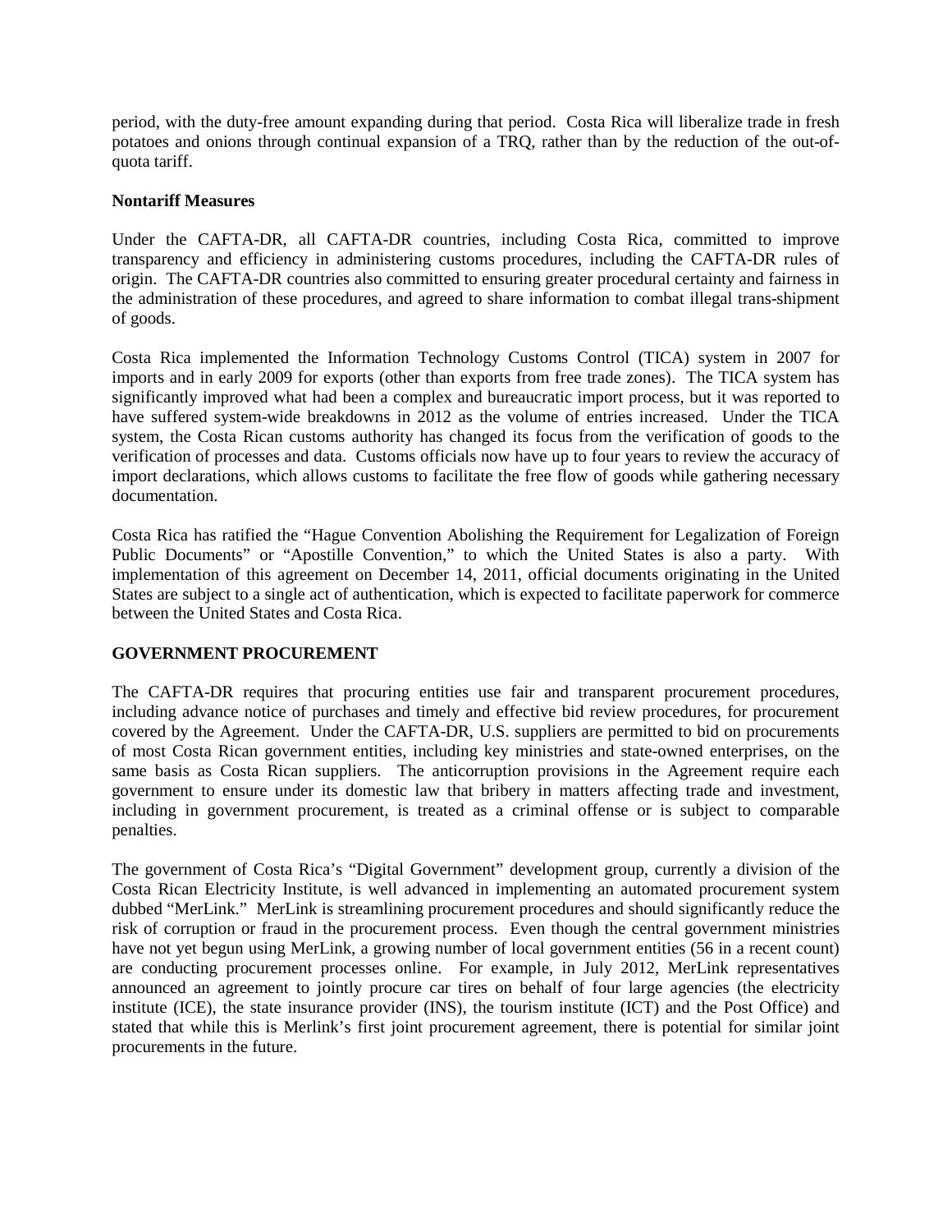period, with the duty-free amount expanding during that period. Costa Rica will liberalize trade in fresh potatoes and onions through continual expansion of a TRQ, rather than by the reduction of the out-of-quota tariff.

### Nontariff Measures

Under the CAFTA-DR, all CAFTA-DR countries, including Costa Rica, committed to improve transparency and efficiency in administering customs procedures, including the CAFTA-DR rules of origin. The CAFTA-DR countries also committed to ensuring greater procedural certainty and fairness in the administration of these procedures, and agreed to share information to combat illegal trans-shipment of goods.

Costa Rica implemented the Information Technology Customs Control (TICA) system in 2007 for imports and in early 2009 for exports (other than exports from free trade zones). The TICA system has significantly improved what had been a complex and bureaucratic import process, but it was reported to have suffered system-wide breakdowns in 2012 as the volume of entries increased. Under the TICA system, the Costa Rican customs authority has changed its focus from the verification of goods to the verification of processes and data. Customs officials now have up to four years to review the accuracy of import declarations, which allows customs to facilitate the free flow of goods while gathering necessary documentation.

Costa Rica has ratified the "Hague Convention Abolishing the Requirement for Legalization of Foreign Public Documents" or "Apostille Convention," to which the United States is also a party. With implementation of this agreement on December 14, 2011, official documents originating in the United States are subject to a single act of authentication, which is expected to facilitate paperwork for commerce between the United States and Costa Rica.

## GOVERNMENT PROCUREMENT

The CAFTA-DR requires that procuring entities use fair and transparent procurement procedures, including advance notice of purchases and timely and effective bid review procedures, for procurement covered by the Agreement. Under the CAFTA-DR, U.S. suppliers are permitted to bid on procurements of most Costa Rican government entities, including key ministries and state-owned enterprises, on the same basis as Costa Rican suppliers. The anticorruption provisions in the Agreement require each government to ensure under its domestic law that bribery in matters affecting trade and investment, including in government procurement, is treated as a criminal offense or is subject to comparable penalties.

The government of Costa Rica's "Digital Government" development group, currently a division of the Costa Rican Electricity Institute, is well advanced in implementing an automated procurement system dubbed "MerLink." MerLink is streamlining procurement procedures and should significantly reduce the risk of corruption or fraud in the procurement process. Even though the central government ministries have not yet begun using MerLink, a growing number of local government entities (56 in a recent count) are conducting procurement processes online. For example, in July 2012, MerLink representatives announced an agreement to jointly procure car tires on behalf of four large agencies (the electricity institute (ICE), the state insurance provider (INS), the tourism institute (ICT) and the Post Office) and stated that while this is Merlink's first joint procurement agreement, there is potential for similar joint procurements in the future.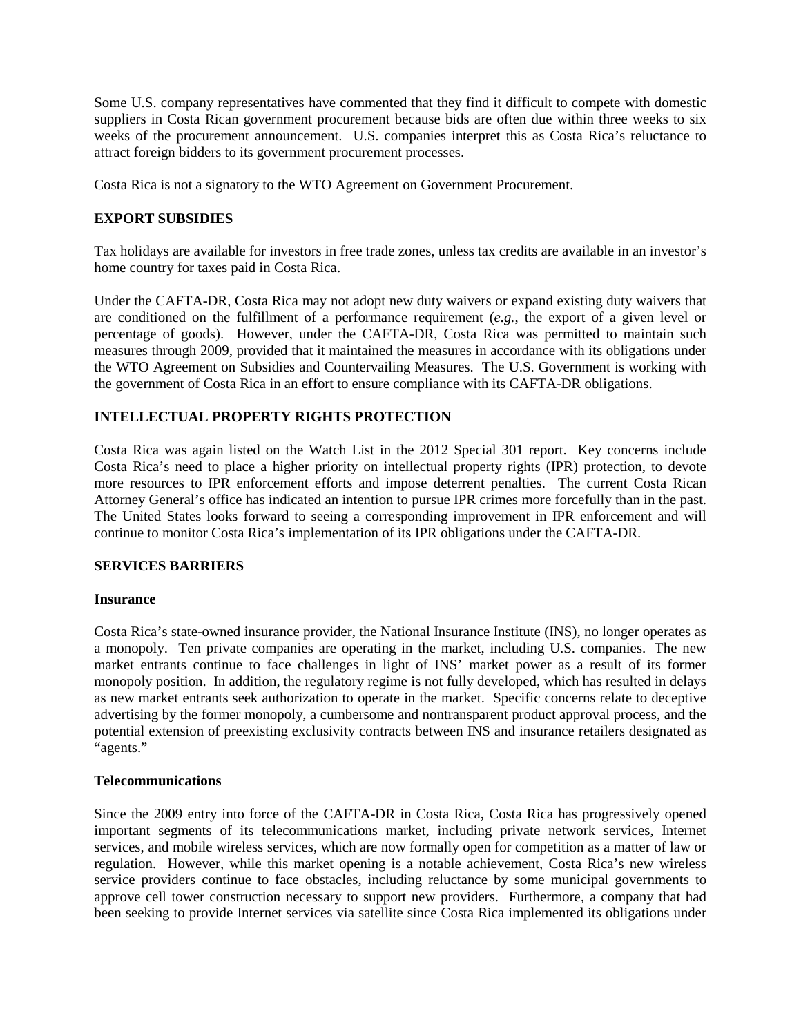Some U.S. company representatives have commented that they find it difficult to compete with domestic suppliers in Costa Rican government procurement because bids are often due within three weeks to six weeks of the procurement announcement. U.S. companies interpret this as Costa Rica's reluctance to attract foreign bidders to its government procurement processes.

Costa Rica is not a signatory to the WTO Agreement on Government Procurement.

## EXPORT SUBSIDIES

Tax holidays are available for investors in free trade zones, unless tax credits are available in an investor's home country for taxes paid in Costa Rica.

Under the CAFTA-DR, Costa Rica may not adopt new duty waivers or expand existing duty waivers that are conditioned on the fulfillment of a performance requirement (*e.g.*, the export of a given level or percentage of goods). However, under the CAFTA-DR, Costa Rica was permitted to maintain such measures through 2009, provided that it maintained the measures in accordance with its obligations under the WTO Agreement on Subsidies and Countervailing Measures. The U.S. Government is working with the government of Costa Rica in an effort to ensure compliance with its CAFTA-DR obligations.

## INTELLECTUAL PROPERTY RIGHTS PROTECTION

Costa Rica was again listed on the Watch List in the 2012 Special 301 report. Key concerns include Costa Rica's need to place a higher priority on intellectual property rights (IPR) protection, to devote more resources to IPR enforcement efforts and impose deterrent penalties. The current Costa Rican Attorney General's office has indicated an intention to pursue IPR crimes more forcefully than in the past. The United States looks forward to seeing a corresponding improvement in IPR enforcement and will continue to monitor Costa Rica's implementation of its IPR obligations under the CAFTA-DR.

## SERVICES BARRIERS

### Insurance

Costa Rica's state-owned insurance provider, the National Insurance Institute (INS), no longer operates as a monopoly. Ten private companies are operating in the market, including U.S. companies. The new market entrants continue to face challenges in light of INS' market power as a result of its former monopoly position. In addition, the regulatory regime is not fully developed, which has resulted in delays as new market entrants seek authorization to operate in the market. Specific concerns relate to deceptive advertising by the former monopoly, a cumbersome and nontransparent product approval process, and the potential extension of preexisting exclusivity contracts between INS and insurance retailers designated as "agents."

### Telecommunications

Since the 2009 entry into force of the CAFTA-DR in Costa Rica, Costa Rica has progressively opened important segments of its telecommunications market, including private network services, Internet services, and mobile wireless services, which are now formally open for competition as a matter of law or regulation. However, while this market opening is a notable achievement, Costa Rica's new wireless service providers continue to face obstacles, including reluctance by some municipal governments to approve cell tower construction necessary to support new providers. Furthermore, a company that had been seeking to provide Internet services via satellite since Costa Rica implemented its obligations under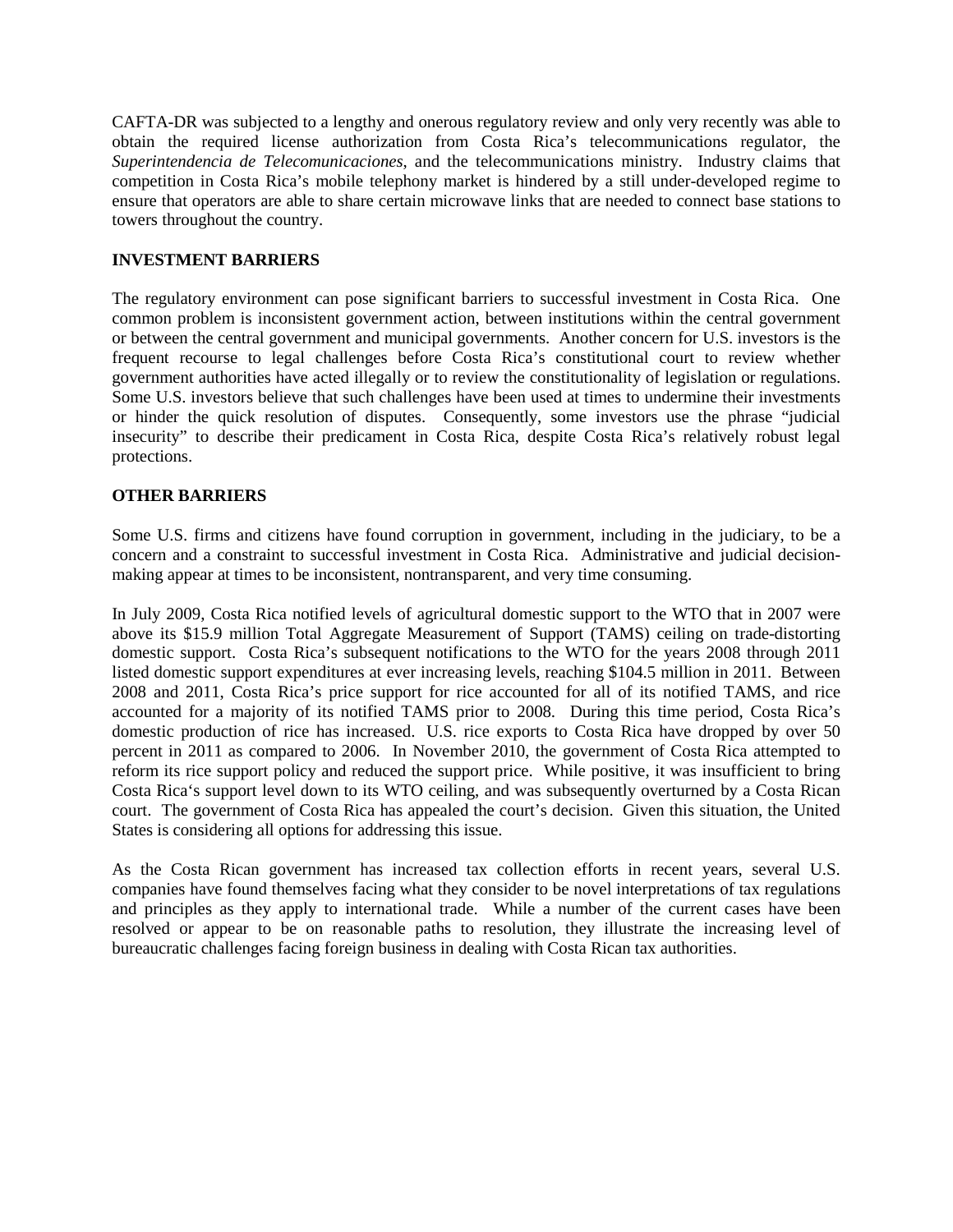CAFTA-DR was subjected to a lengthy and onerous regulatory review and only very recently was able to obtain the required license authorization from Costa Rica's telecommunications regulator, the *Superintendencia de Telecomunicaciones*, and the telecommunications ministry. Industry claims that competition in Costa Rica's mobile telephony market is hindered by a still under-developed regime to ensure that operators are able to share certain microwave links that are needed to connect base stations to towers throughout the country.

## INVESTMENT BARRIERS

The regulatory environment can pose significant barriers to successful investment in Costa Rica. One common problem is inconsistent government action, between institutions within the central government or between the central government and municipal governments. Another concern for U.S. investors is the frequent recourse to legal challenges before Costa Rica's constitutional court to review whether government authorities have acted illegally or to review the constitutionality of legislation or regulations. Some U.S. investors believe that such challenges have been used at times to undermine their investments or hinder the quick resolution of disputes. Consequently, some investors use the phrase "judicial insecurity" to describe their predicament in Costa Rica, despite Costa Rica's relatively robust legal protections.

## OTHER BARRIERS

Some U.S. firms and citizens have found corruption in government, including in the judiciary, to be a concern and a constraint to successful investment in Costa Rica. Administrative and judicial decision-making appear at times to be inconsistent, nontransparent, and very time consuming.

In July 2009, Costa Rica notified levels of agricultural domestic support to the WTO that in 2007 were above its $15.9 million Total Aggregate Measurement of Support (TAMS) ceiling on trade-distorting domestic support. Costa Rica's subsequent notifications to the WTO for the years 2008 through 2011 listed domestic support expenditures at ever increasing levels, reaching $104.5 million in 2011. Between 2008 and 2011, Costa Rica's price support for rice accounted for all of its notified TAMS, and rice accounted for a majority of its notified TAMS prior to 2008. During this time period, Costa Rica's domestic production of rice has increased. U.S. rice exports to Costa Rica have dropped by over 50 percent in 2011 as compared to 2006. In November 2010, the government of Costa Rica attempted to reform its rice support policy and reduced the support price. While positive, it was insufficient to bring Costa Rica's support level down to its WTO ceiling, and was subsequently overturned by a Costa Rican court. The government of Costa Rica has appealed the court's decision. Given this situation, the United States is considering all options for addressing this issue.

As the Costa Rican government has increased tax collection efforts in recent years, several U.S. companies have found themselves facing what they consider to be novel interpretations of tax regulations and principles as they apply to international trade. While a number of the current cases have been resolved or appear to be on reasonable paths to resolution, they illustrate the increasing level of bureaucratic challenges facing foreign business in dealing with Costa Rican tax authorities.